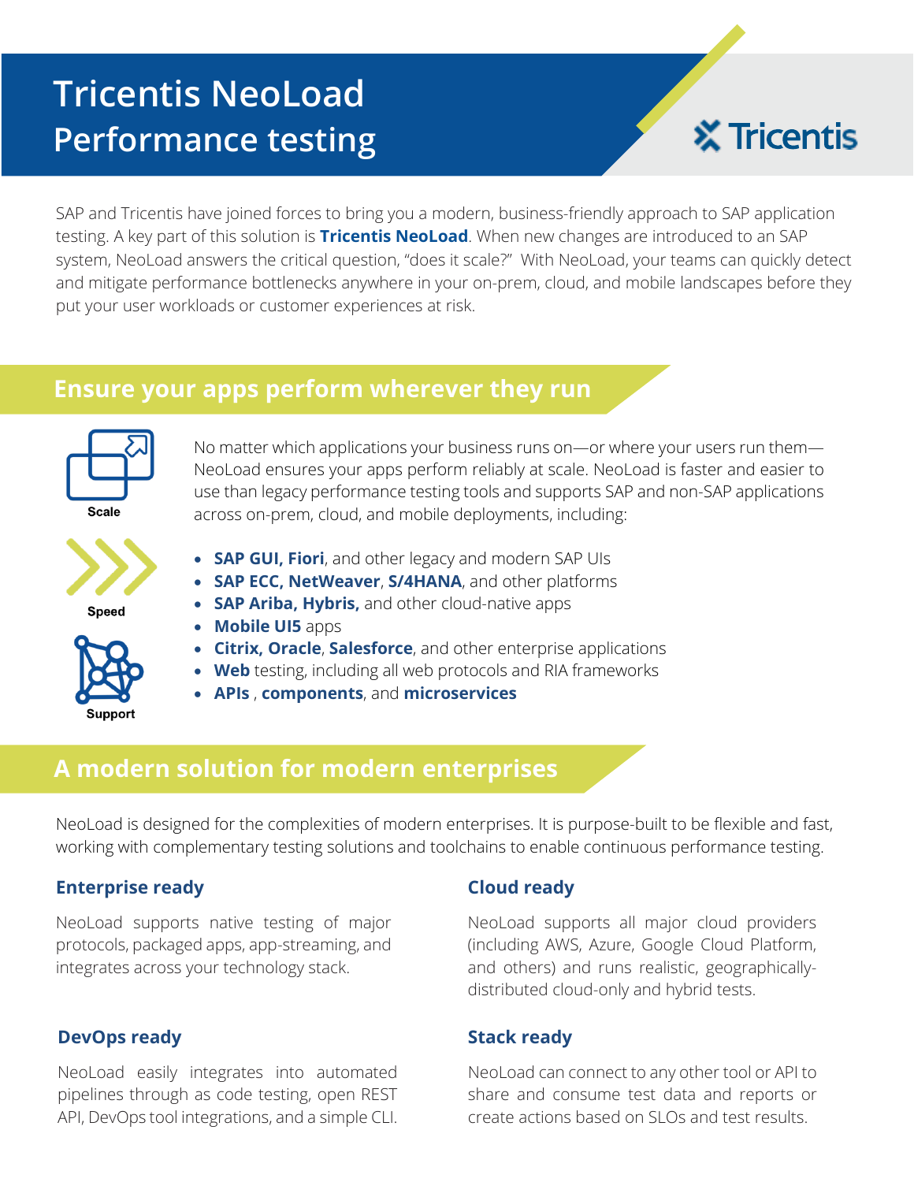# Tricentis NeoLoad
## Performance testing

Tricentis

SAP and Tricentis have joined forces to bring you a modern, business-friendly approach to SAP application testing. A key part of this solution is **Tricentis NeoLoad**. When new changes are introduced to an SAP system, NeoLoad answers the critical question, "does it scale?" With NeoLoad, your teams can quickly detect and mitigate performance bottlenecks anywhere in your on-prem, cloud, and mobile landscapes before they put your user workloads or customer experiences at risk.

## Ensure your apps perform wherever they run

Scale

Speed

Support

No matter which applications your business runs on—or where your users run them—NeoLoad ensures your apps perform reliably at scale. NeoLoad is faster and easier to use than legacy performance testing tools and supports SAP and non-SAP applications across on-prem, cloud, and mobile deployments, including:

- **SAP GUI, Fiori**, and other legacy and modern SAP UIs
- **SAP ECC, NetWeaver**, **S/4HANA**, and other platforms
- **SAP Ariba, Hybris,** and other cloud-native apps
- **Mobile UI5** apps
- **Citrix, Oracle**, **Salesforce**, and other enterprise applications
- **Web** testing, including all web protocols and RIA frameworks
- **APIs** , **components**, and **microservices**

## A modern solution for modern enterprises

NeoLoad is designed for the complexities of modern enterprises. It is purpose-built to be flexible and fast, working with complementary testing solutions and toolchains to enable continuous performance testing.

### Enterprise ready

NeoLoad supports native testing of major protocols, packaged apps, app-streaming, and integrates across your technology stack.

### Cloud ready

NeoLoad supports all major cloud providers (including AWS, Azure, Google Cloud Platform, and others) and runs realistic, geographically-distributed cloud-only and hybrid tests.

### DevOps ready

NeoLoad easily integrates into automated pipelines through as code testing, open REST API, DevOps tool integrations, and a simple CLI.

### Stack ready

NeoLoad can connect to any other tool or API to share and consume test data and reports or create actions based on SLOs and test results.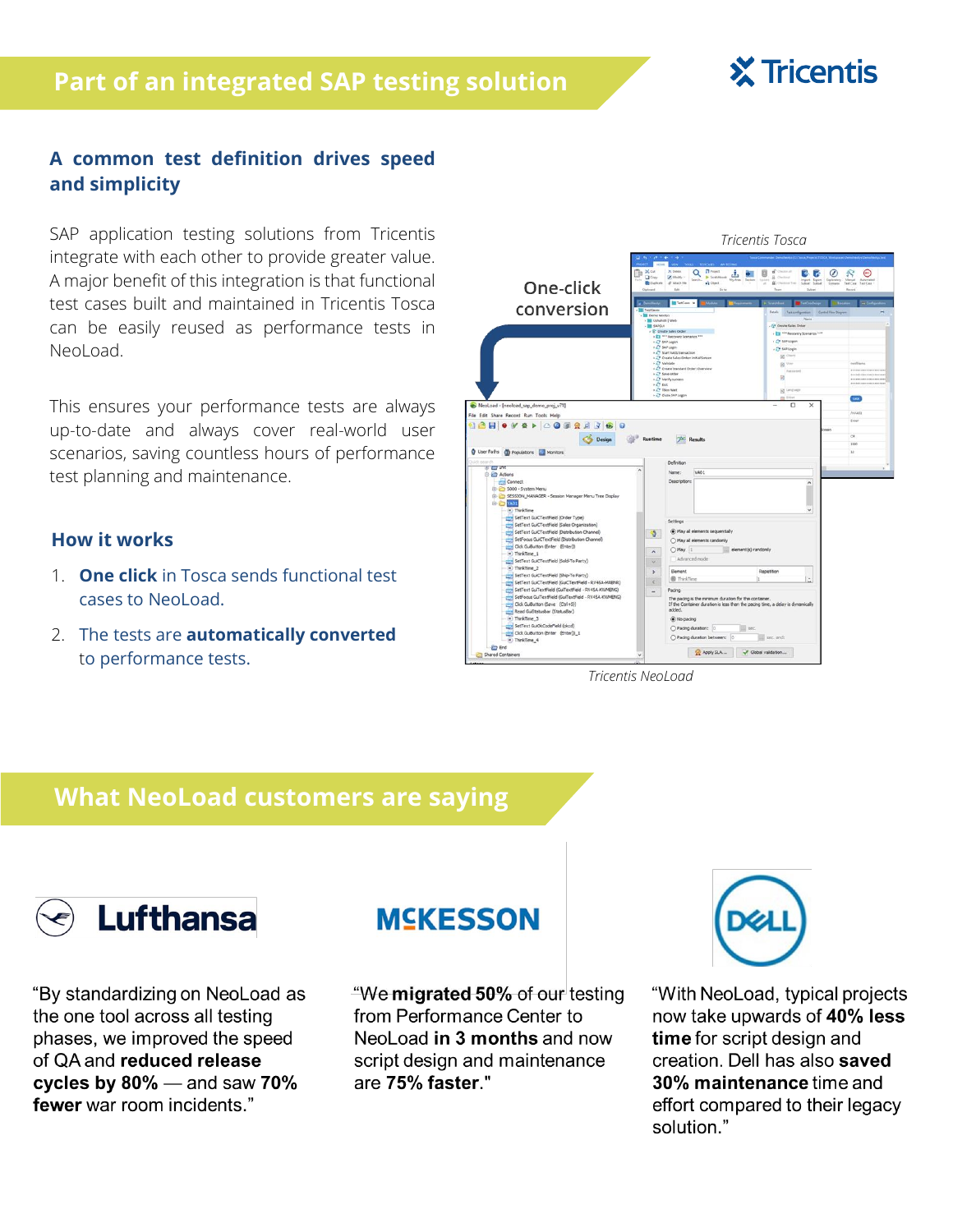## Part of an integrated SAP testing solution

### A common test definition drives speed and simplicity

SAP application testing solutions from Tricentis integrate with each other to provide greater value. A major benefit of this integration is that functional test cases built and maintained in Tricentis Tosca can be easily reused as performance tests in NeoLoad.

This ensures your performance tests are always up-to-date and always cover real-world user scenarios, saving countless hours of performance test planning and maintenance.

### How it works

1. **One click** in Tosca sends functional test cases to NeoLoad.
2. The tests are **automatically converted** to performance tests.

Tricentis Tosca

One-click conversion

Tricentis NeoLoad

## What NeoLoad customers are saying

**Lufthansa**

"By standardizing on NeoLoad as the one tool across all testing phases, we improved the speed of QA and **reduced release cycles by 80%** — and saw **70% fewer** war room incidents."

**McKESSON**

"We **migrated 50%** of our testing from Performance Center to NeoLoad **in 3 months** and now script design and maintenance are **75% faster**."

**DELL**

"With NeoLoad, typical projects now take upwards of **40% less time** for script design and creation. Dell has also **saved 30% maintenance** time and effort compared to their legacy solution."